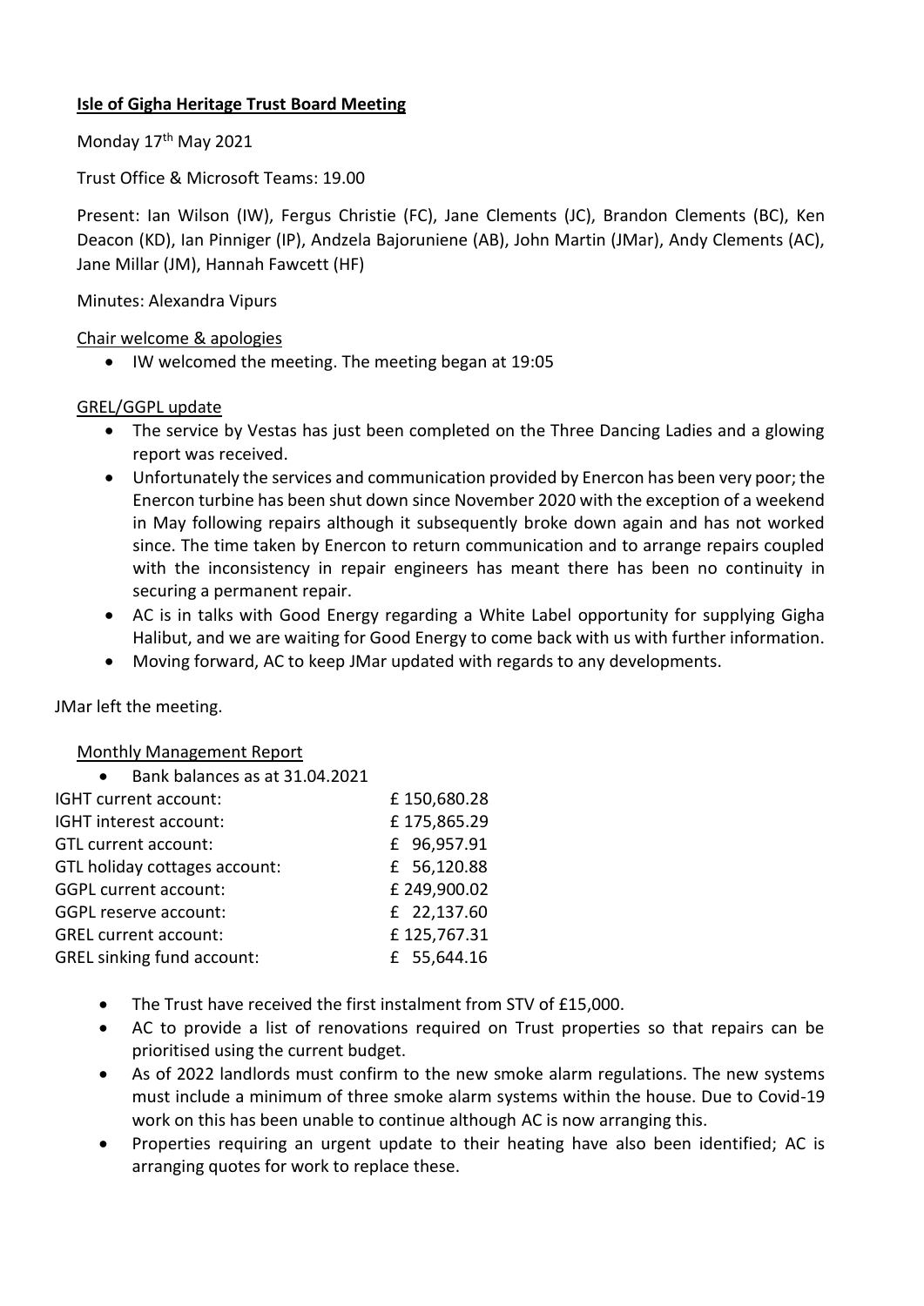**Isle of Gigha Heritage Trust Board Meeting**

Monday 17th May 2021

Trust Office & Microsoft Teams: 19.00

Present: Ian Wilson (IW), Fergus Christie (FC), Jane Clements (JC), Brandon Clements (BC), Ken Deacon (KD), Ian Pinniger (IP), Andzela Bajoruniene (AB), John Martin (JMar), Andy Clements (AC), Jane Millar (JM), Hannah Fawcett (HF)

Minutes: Alexandra Vipurs

Chair welcome & apologies

- IW welcomed the meeting. The meeting began at 19:05

GREL/GGPL update

- The service by Vestas has just been completed on the Three Dancing Ladies and a glowing report was received.
- Unfortunately the services and communication provided by Enercon has been very poor; the Enercon turbine has been shut down since November 2020 with the exception of a weekend in May following repairs although it subsequently broke down again and has not worked since. The time taken by Enercon to return communication and to arrange repairs coupled with the inconsistency in repair engineers has meant there has been no continuity in securing a permanent repair.
- AC is in talks with Good Energy regarding a White Label opportunity for supplying Gigha Halibut, and we are waiting for Good Energy to come back with us with further information.
- Moving forward, AC to keep JMar updated with regards to any developments.

JMar left the meeting.

Monthly Management Report

- Bank balances as at 31.04.2021

| | |
|---|---|
| IGHT current account: | £ 150,680.28 |
| IGHT interest account: | £ 175,865.29 |
| GTL current account: | £ 96,957.91 |
| GTL holiday cottages account: | £ 56,120.88 |
| GGPL current account: | £ 249,900.02 |
| GGPL reserve account: | £ 22,137.60 |
| GREL current account: | £ 125,767.31 |
| GREL sinking fund account: | £ 55,644.16 |

- The Trust have received the first instalment from STV of £15,000.
- AC to provide a list of renovations required on Trust properties so that repairs can be prioritised using the current budget.
- As of 2022 landlords must confirm to the new smoke alarm regulations. The new systems must include a minimum of three smoke alarm systems within the house. Due to Covid-19 work on this has been unable to continue although AC is now arranging this.
- Properties requiring an urgent update to their heating have also been identified; AC is arranging quotes for work to replace these.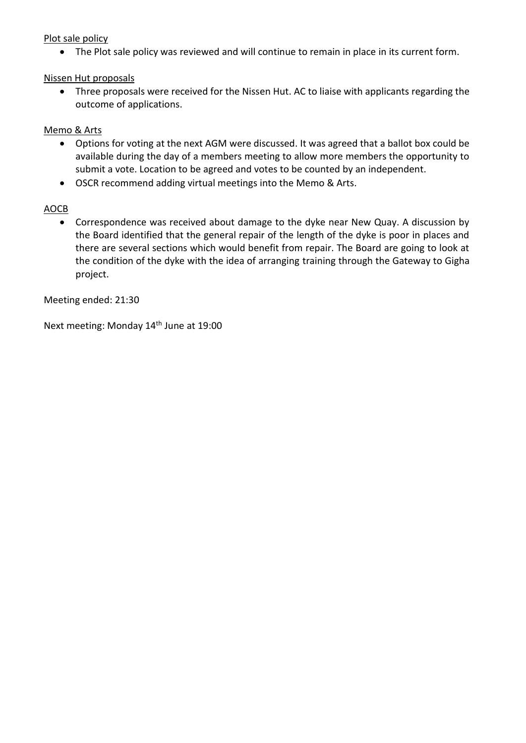Plot sale policy

- The Plot sale policy was reviewed and will continue to remain in place in its current form.

Nissen Hut proposals

- Three proposals were received for the Nissen Hut. AC to liaise with applicants regarding the outcome of applications.

Memo & Arts

- Options for voting at the next AGM were discussed. It was agreed that a ballot box could be available during the day of a members meeting to allow more members the opportunity to submit a vote. Location to be agreed and votes to be counted by an independent.
- OSCR recommend adding virtual meetings into the Memo & Arts.

AOCB

- Correspondence was received about damage to the dyke near New Quay. A discussion by the Board identified that the general repair of the length of the dyke is poor in places and there are several sections which would benefit from repair. The Board are going to look at the condition of the dyke with the idea of arranging training through the Gateway to Gigha project.

Meeting ended: 21:30

Next meeting: Monday 14th June at 19:00